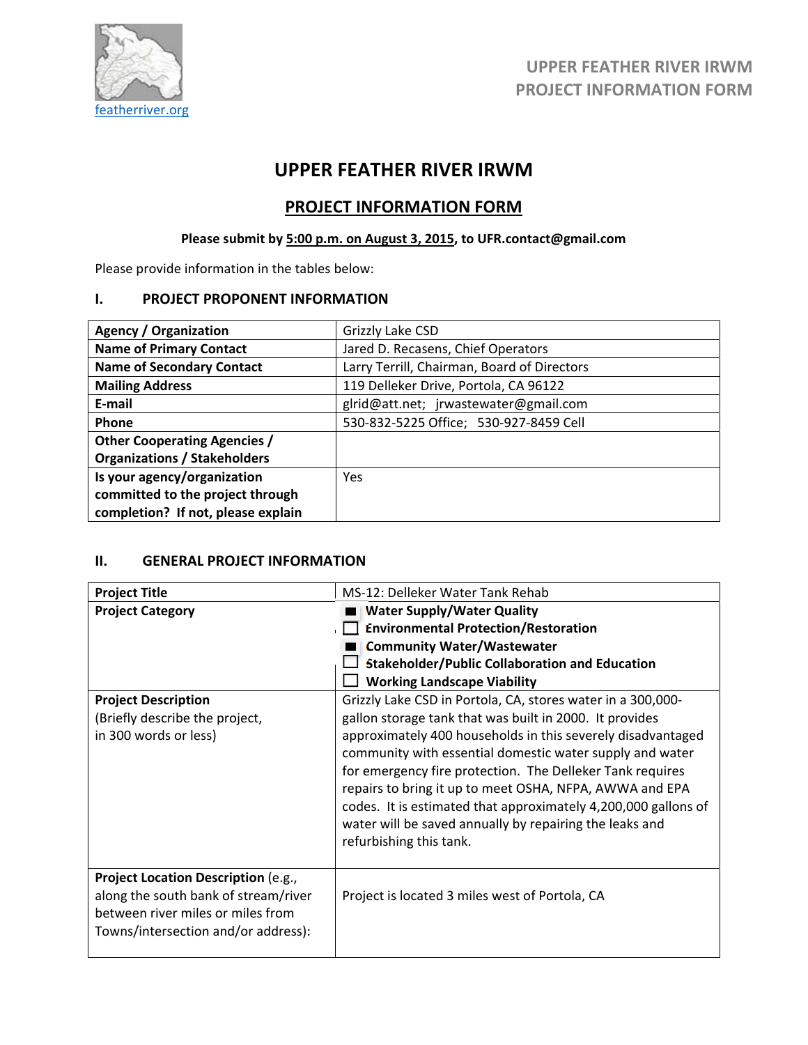featherriver.org

# UPPER FEATHER RIVER IRWM

## PROJECT INFORMATION FORM

**Please submit by 5:00 p.m. on August 3, 2015, to UFR.contact@gmail.com**

Please provide information in the tables below:

### I. PROJECT PROPONENT INFORMATION

| | |
|---|---|
| **Agency / Organization** | Grizzly Lake CSD |
| **Name of Primary Contact** | Jared D. Recasens, Chief Operators |
| **Name of Secondary Contact** | Larry Terrill, Chairman, Board of Directors |
| **Mailing Address** | 119 Delleker Drive, Portola, CA 96122 |
| **E-mail** | glrid@att.net; jrwastewater@gmail.com |
| **Phone** | 530-832-5225 Office; 530-927-8459 Cell |
| **Other Cooperating Agencies / Organizations / Stakeholders** | |
| **Is your agency/organization committed to the project through completion? If not, please explain** | Yes |

### II. GENERAL PROJECT INFORMATION

| | |
|---|---|
| **Project Title** | MS-12: Delleker Water Tank Rehab |
| **Project Category** | ■ **Water Supply/Water Quality**<br>☐ **Environmental Protection/Restoration**<br>■ **Community Water/Wastewater**<br>☐ **Stakeholder/Public Collaboration and Education**<br>☐ **Working Landscape Viability** |
| **Project Description** (Briefly describe the project, in 300 words or less) | Grizzly Lake CSD in Portola, CA, stores water in a 300,000-gallon storage tank that was built in 2000. It provides approximately 400 households in this severely disadvantaged community with essential domestic water supply and water for emergency fire protection. The Delleker Tank requires repairs to bring it up to meet OSHA, NFPA, AWWA and EPA codes. It is estimated that approximately 4,200,000 gallons of water will be saved annually by repairing the leaks and refurbishing this tank. |
| **Project Location Description** (e.g., along the south bank of stream/river between river miles or miles from Towns/intersection and/or address): | Project is located 3 miles west of Portola, CA |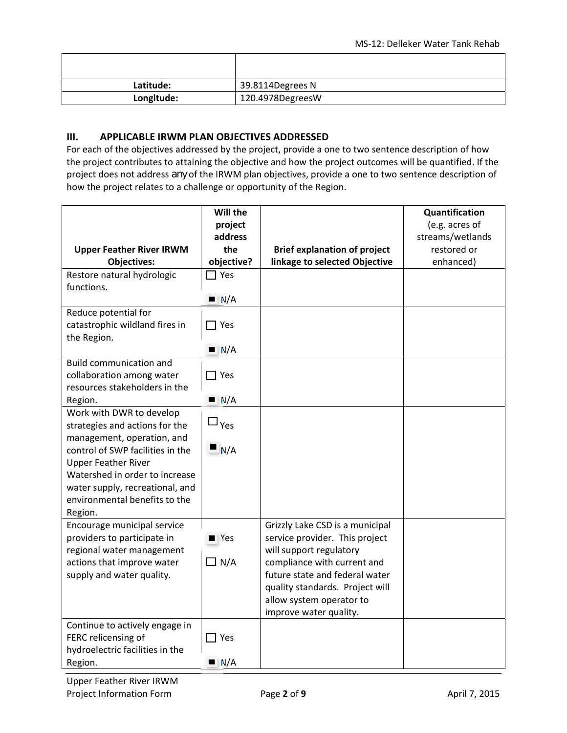| | |
|---|---|
| **Latitude:** | 39.8114Degrees N |
| **Longitude:** | 120.4978DegreesW |

## III. APPLICABLE IRWM PLAN OBJECTIVES ADDRESSED

For each of the objectives addressed by the project, provide a one to two sentence description of how the project contributes to attaining the objective and how the project outcomes will be quantified. If the project does not address any of the IRWM plan objectives, provide a one to two sentence description of how the project relates to a challenge or opportunity of the Region.

| Upper Feather River IRWM Objectives: | Will the project address the objective? | Brief explanation of project linkage to selected Objective | Quantification (e.g. acres of streams/wetlands restored or enhanced) |
|---|---|---|---|
| Restore natural hydrologic functions. | ☐ Yes ■ N/A | | |
| Reduce potential for catastrophic wildland fires in the Region. | ☐ Yes ■ N/A | | |
| Build communication and collaboration among water resources stakeholders in the Region. | ☐ Yes ■ N/A | | |
| Work with DWR to develop strategies and actions for the management, operation, and control of SWP facilities in the Upper Feather River Watershed in order to increase water supply, recreational, and environmental benefits to the Region. | ☐ Yes ■ N/A | | |
| Encourage municipal service providers to participate in regional water management actions that improve water supply and water quality. | ■ Yes ☐ N/A | Grizzly Lake CSD is a municipal service provider. This project will support regulatory compliance with current and future state and federal water quality standards. Project will allow system operator to improve water quality. | |
| Continue to actively engage in FERC relicensing of hydroelectric facilities in the Region. | ☐ Yes ■ N/A | | |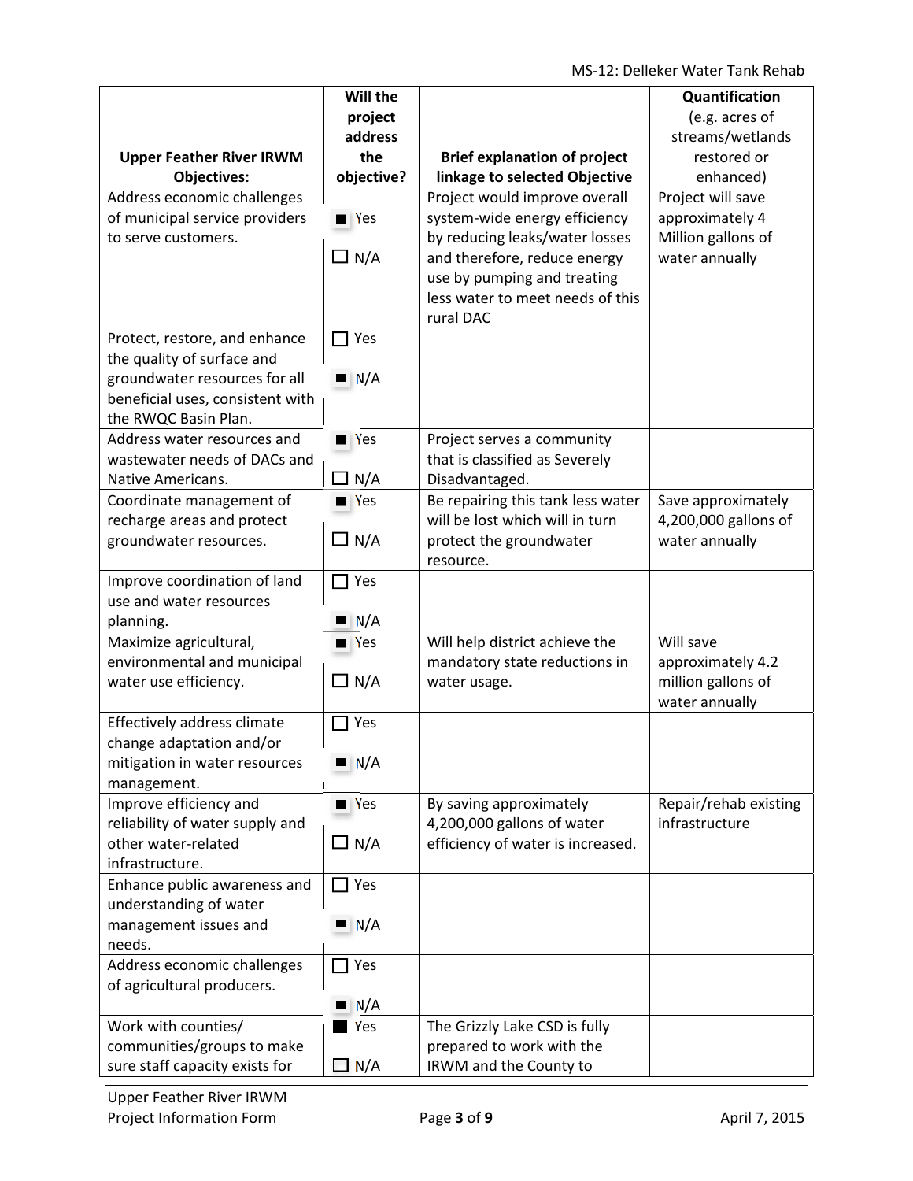| Upper Feather River IRWM Objectives: | Will the project address the objective? | Brief explanation of project linkage to selected Objective | Quantification (e.g. acres of streams/wetlands restored or enhanced) |
|---|---|---|---|
| Address economic challenges of municipal service providers to serve customers. | ■ Yes ☐ N/A | Project would improve overall system-wide energy efficiency by reducing leaks/water losses and therefore, reduce energy use by pumping and treating less water to meet needs of this rural DAC | Project will save approximately 4 Million gallons of water annually |
| Protect, restore, and enhance the quality of surface and groundwater resources for all beneficial uses, consistent with the RWQC Basin Plan. | ☐ Yes ■ N/A | | |
| Address water resources and wastewater needs of DACs and Native Americans. | ■ Yes ☐ N/A | Project serves a community that is classified as Severely Disadvantaged. | |
| Coordinate management of recharge areas and protect groundwater resources. | ■ Yes ☐ N/A | Be repairing this tank less water will be lost which will in turn protect the groundwater resource. | Save approximately 4,200,000 gallons of water annually |
| Improve coordination of land use and water resources planning. | ☐ Yes ■ N/A | | |
| Maximize agricultural, environmental and municipal water use efficiency. | ■ Yes ☐ N/A | Will help district achieve the mandatory state reductions in water usage. | Will save approximately 4.2 million gallons of water annually |
| Effectively address climate change adaptation and/or mitigation in water resources management. | ☐ Yes ■ N/A | | |
| Improve efficiency and reliability of water supply and other water-related infrastructure. | ■ Yes ☐ N/A | By saving approximately 4,200,000 gallons of water efficiency of water is increased. | Repair/rehab existing infrastructure |
| Enhance public awareness and understanding of water management issues and needs. | ☐ Yes ■ N/A | | |
| Address economic challenges of agricultural producers. | ☐ Yes ■ N/A | | |
| Work with counties/ communities/groups to make sure staff capacity exists for | ■ Yes ☐ N/A | The Grizzly Lake CSD is fully prepared to work with the IRWM and the County to | |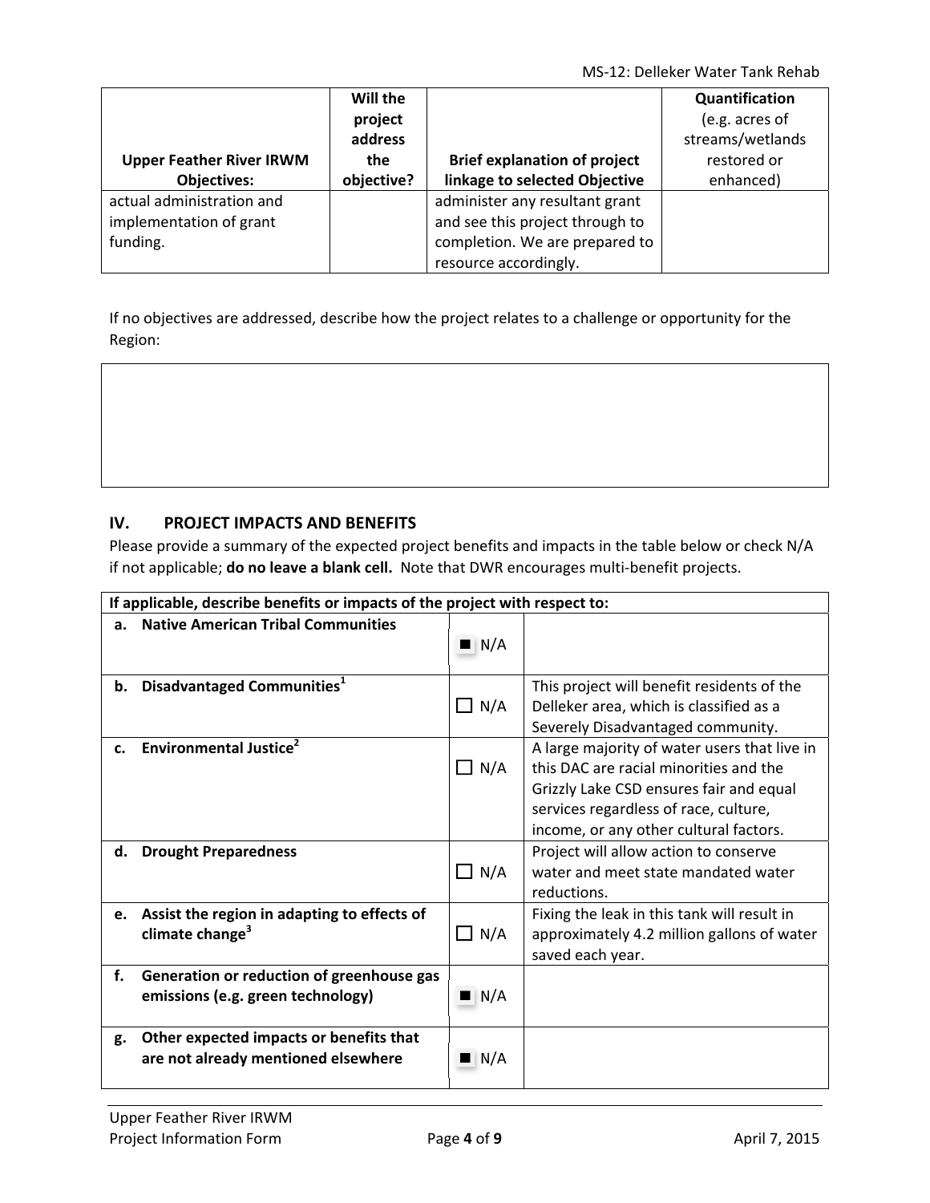| Upper Feather River IRWM Objectives: | Will the project address the objective? | Brief explanation of project linkage to selected Objective | Quantification (e.g. acres of streams/wetlands restored or enhanced) |
|---|---|---|---|
| actual administration and implementation of grant funding. | | administer any resultant grant and see this project through to completion. We are prepared to resource accordingly. | |

If no objectives are addressed, describe how the project relates to a challenge or opportunity for the Region:

| |
|---|
| |

## IV. PROJECT IMPACTS AND BENEFITS

Please provide a summary of the expected project benefits and impacts in the table below or check N/A if not applicable; **do no leave a blank cell.** Note that DWR encourages multi-benefit projects.

| If applicable, describe benefits or impacts of the project with respect to: | | |
|---|---|---|
| **a. Native American Tribal Communities** | ■ N/A | |
| **b. Disadvantaged Communities**[1] | ☐ N/A | This project will benefit residents of the Delleker area, which is classified as a Severely Disadvantaged community. |
| **c. Environmental Justice**[2] | ☐ N/A | A large majority of water users that live in this DAC are racial minorities and the Grizzly Lake CSD ensures fair and equal services regardless of race, culture, income, or any other cultural factors. |
| **d. Drought Preparedness** | ☐ N/A | Project will allow action to conserve water and meet state mandated water reductions. |
| **e. Assist the region in adapting to effects of climate change**[3] | ☐ N/A | Fixing the leak in this tank will result in approximately 4.2 million gallons of water saved each year. |
| **f. Generation or reduction of greenhouse gas emissions (e.g. green technology)** | ■ N/A | |
| **g. Other expected impacts or benefits that are not already mentioned elsewhere** | ■ N/A | |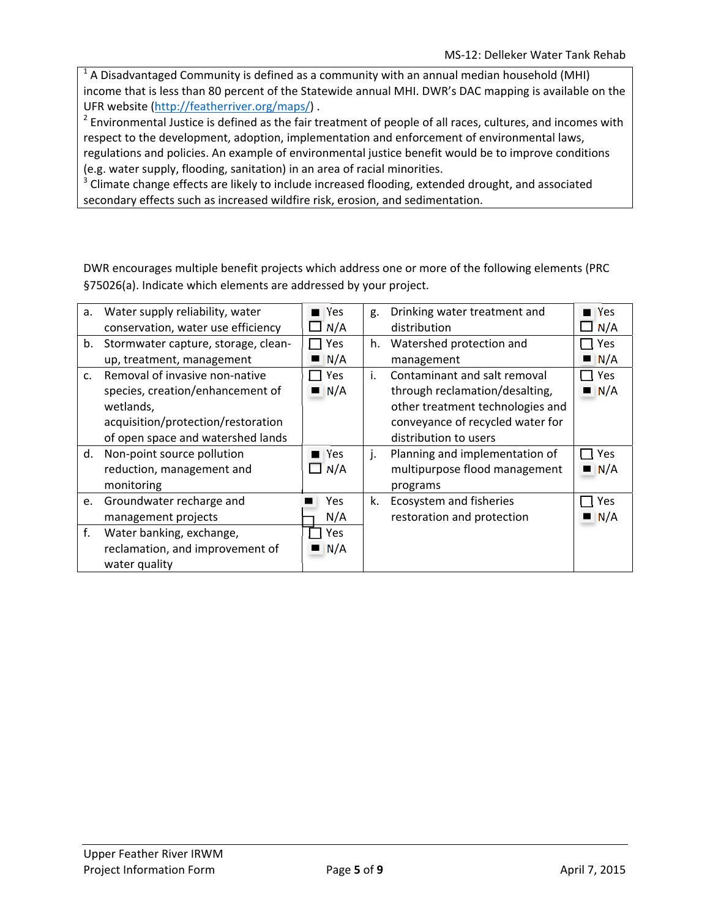[1] A Disadvantaged Community is defined as a community with an annual median household (MHI) income that is less than 80 percent of the Statewide annual MHI. DWR's DAC mapping is available on the UFR website (http://featherriver.org/maps/) .
[2] Environmental Justice is defined as the fair treatment of people of all races, cultures, and incomes with respect to the development, adoption, implementation and enforcement of environmental laws, regulations and policies. An example of environmental justice benefit would be to improve conditions (e.g. water supply, flooding, sanitation) in an area of racial minorities.
[3] Climate change effects are likely to include increased flooding, extended drought, and associated secondary effects such as increased wildfire risk, erosion, and sedimentation.

DWR encourages multiple benefit projects which address one or more of the following elements (PRC §75026(a). Indicate which elements are addressed by your project.

| | Element | Response | | Element | Response |
|---|---|---|---|---|---|
| a. | Water supply reliability, water conservation, water use efficiency | ■ Yes ☐ N/A | g. | Drinking water treatment and distribution | ■ Yes ☐ N/A |
| b. | Stormwater capture, storage, clean-up, treatment, management | ☐ Yes ■ N/A | h. | Watershed protection and management | ☐ Yes ■ N/A |
| c. | Removal of invasive non-native species, creation/enhancement of wetlands, acquisition/protection/restoration of open space and watershed lands | ☐ Yes ■ N/A | i. | Contaminant and salt removal through reclamation/desalting, other treatment technologies and conveyance of recycled water for distribution to users | ☐ Yes ■ N/A |
| d. | Non-point source pollution reduction, management and monitoring | ■ Yes ☐ N/A | j. | Planning and implementation of multipurpose flood management programs | ☐ Yes ■ N/A |
| e. | Groundwater recharge and management projects | ■ Yes ☐ N/A | k. | Ecosystem and fisheries restoration and protection | ☐ Yes ■ N/A |
| f. | Water banking, exchange, reclamation, and improvement of water quality | ☐ Yes ■ N/A | | | |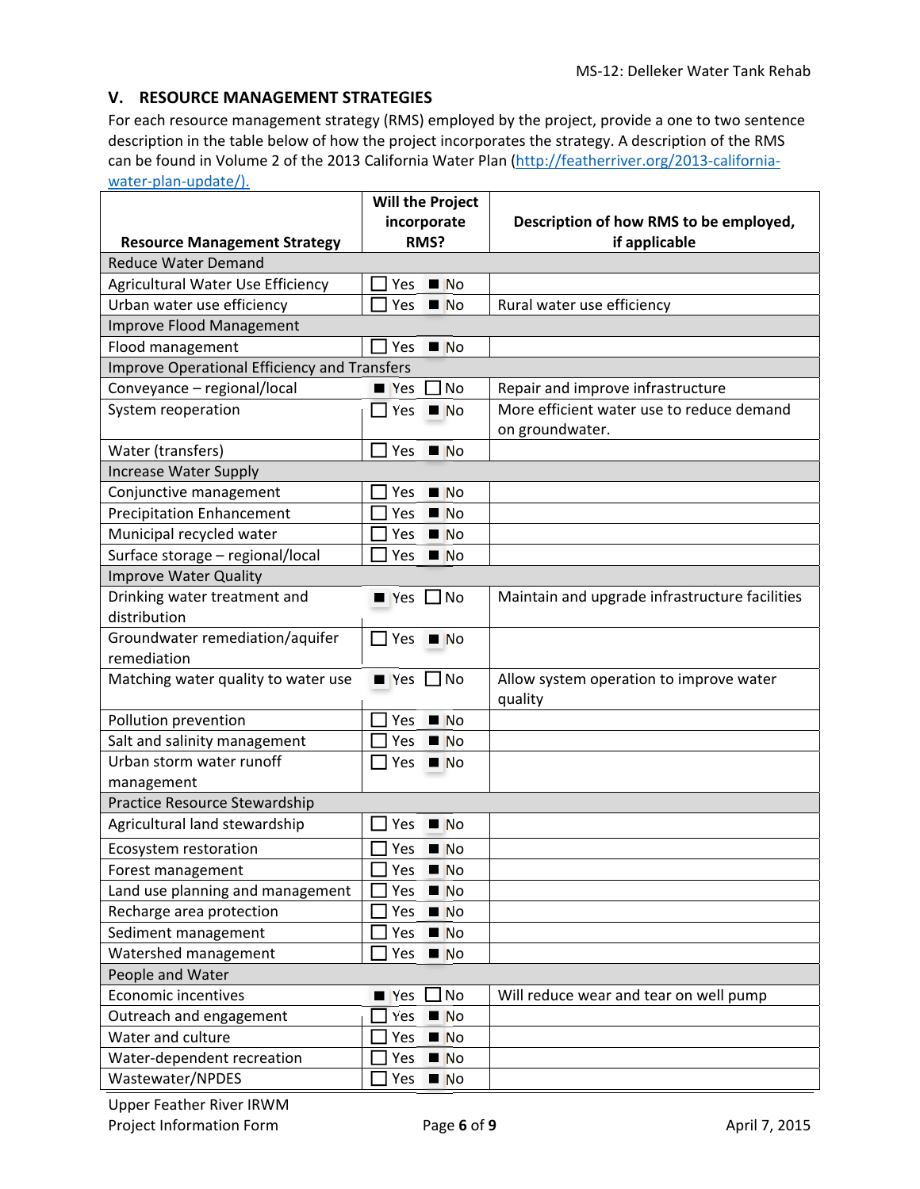## V. RESOURCE MANAGEMENT STRATEGIES

For each resource management strategy (RMS) employed by the project, provide a one to two sentence description in the table below of how the project incorporates the strategy. A description of the RMS can be found in Volume 2 of the 2013 California Water Plan (http://featherriver.org/2013-california-water-plan-update/).

| Resource Management Strategy | Will the Project incorporate RMS? | Description of how RMS to be employed, if applicable |
|---|---|---|
| Reduce Water Demand | | |
| Agricultural Water Use Efficiency | ☐ Yes ■ No | |
| Urban water use efficiency | ☐ Yes ■ No | Rural water use efficiency |
| Improve Flood Management | | |
| Flood management | ☐ Yes ■ No | |
| Improve Operational Efficiency and Transfers | | |
| Conveyance – regional/local | ■ Yes ☐ No | Repair and improve infrastructure |
| System reoperation | ☐ Yes ■ No | More efficient water use to reduce demand on groundwater. |
| Water (transfers) | ☐ Yes ■ No | |
| Increase Water Supply | | |
| Conjunctive management | ☐ Yes ■ No | |
| Precipitation Enhancement | ☐ Yes ■ No | |
| Municipal recycled water | ☐ Yes ■ No | |
| Surface storage – regional/local | ☐ Yes ■ No | |
| Improve Water Quality | | |
| Drinking water treatment and distribution | ■ Yes ☐ No | Maintain and upgrade infrastructure facilities |
| Groundwater remediation/aquifer remediation | ☐ Yes ■ No | |
| Matching water quality to water use | ■ Yes ☐ No | Allow system operation to improve water quality |
| Pollution prevention | ☐ Yes ■ No | |
| Salt and salinity management | ☐ Yes ■ No | |
| Urban storm water runoff management | ☐ Yes ■ No | |
| Practice Resource Stewardship | | |
| Agricultural land stewardship | ☐ Yes ■ No | |
| Ecosystem restoration | ☐ Yes ■ No | |
| Forest management | ☐ Yes ■ No | |
| Land use planning and management | ☐ Yes ■ No | |
| Recharge area protection | ☐ Yes ■ No | |
| Sediment management | ☐ Yes ■ No | |
| Watershed management | ☐ Yes ■ No | |
| People and Water | | |
| Economic incentives | ■ Yes ☐ No | Will reduce wear and tear on well pump |
| Outreach and engagement | ☐ Yes ■ No | |
| Water and culture | ☐ Yes ■ No | |
| Water-dependent recreation | ☐ Yes ■ No | |
| Wastewater/NPDES | ☐ Yes ■ No | |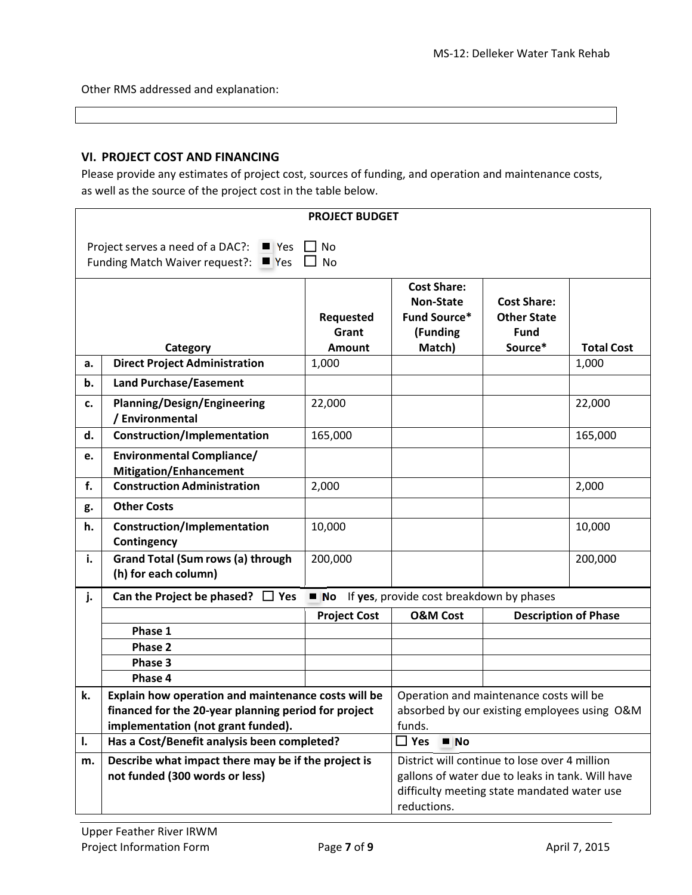Other RMS addressed and explanation:

| |
|---|
| |

### VI. PROJECT COST AND FINANCING

Please provide any estimates of project cost, sources of funding, and operation and maintenance costs, as well as the source of the project cost in the table below.

**PROJECT BUDGET**

Project serves a need of a DAC?: ■ Yes ☐ No
Funding Match Waiver request?: ■ Yes ☐ No

| | Category | Requested Grant Amount | Cost Share: Non-State Fund Source* (Funding Match) | Cost Share: Other State Fund Source* | Total Cost |
|---|---|---|---|---|---|
| a. | **Direct Project Administration** | 1,000 | | | 1,000 |
| b. | **Land Purchase/Easement** | | | | |
| c. | **Planning/Design/Engineering / Environmental** | 22,000 | | | 22,000 |
| d. | **Construction/Implementation** | 165,000 | | | 165,000 |
| e. | **Environmental Compliance/ Mitigation/Enhancement** | | | | |
| f. | **Construction Administration** | 2,000 | | | 2,000 |
| g. | **Other Costs** | | | | |
| h. | **Construction/Implementation Contingency** | 10,000 | | | 10,000 |
| i. | **Grand Total (Sum rows (a) through (h) for each column)** | 200,000 | | | 200,000 |

| j. | **Can the Project be phased?** ☐ **Yes** ■ **No** If **yes**, provide cost breakdown by phases | | | |
|---|---|---|---|---|
| | | **Project Cost** | **O&M Cost** | **Description of Phase** |
| | **Phase 1** | | | |
| | **Phase 2** | | | |
| | **Phase 3** | | | |
| | **Phase 4** | | | |

| | | |
|---|---|---|
| k. | **Explain how operation and maintenance costs will be financed for the 20-year planning period for project implementation (not grant funded).** | Operation and maintenance costs will be absorbed by our existing employees using O&M funds. |
| l. | **Has a Cost/Benefit analysis been completed?** | ☐ **Yes** ■ **No** |
| m. | **Describe what impact there may be if the project is not funded (300 words or less)** | District will continue to lose over 4 million gallons of water due to leaks in tank. Will have difficulty meeting state mandated water use reductions. |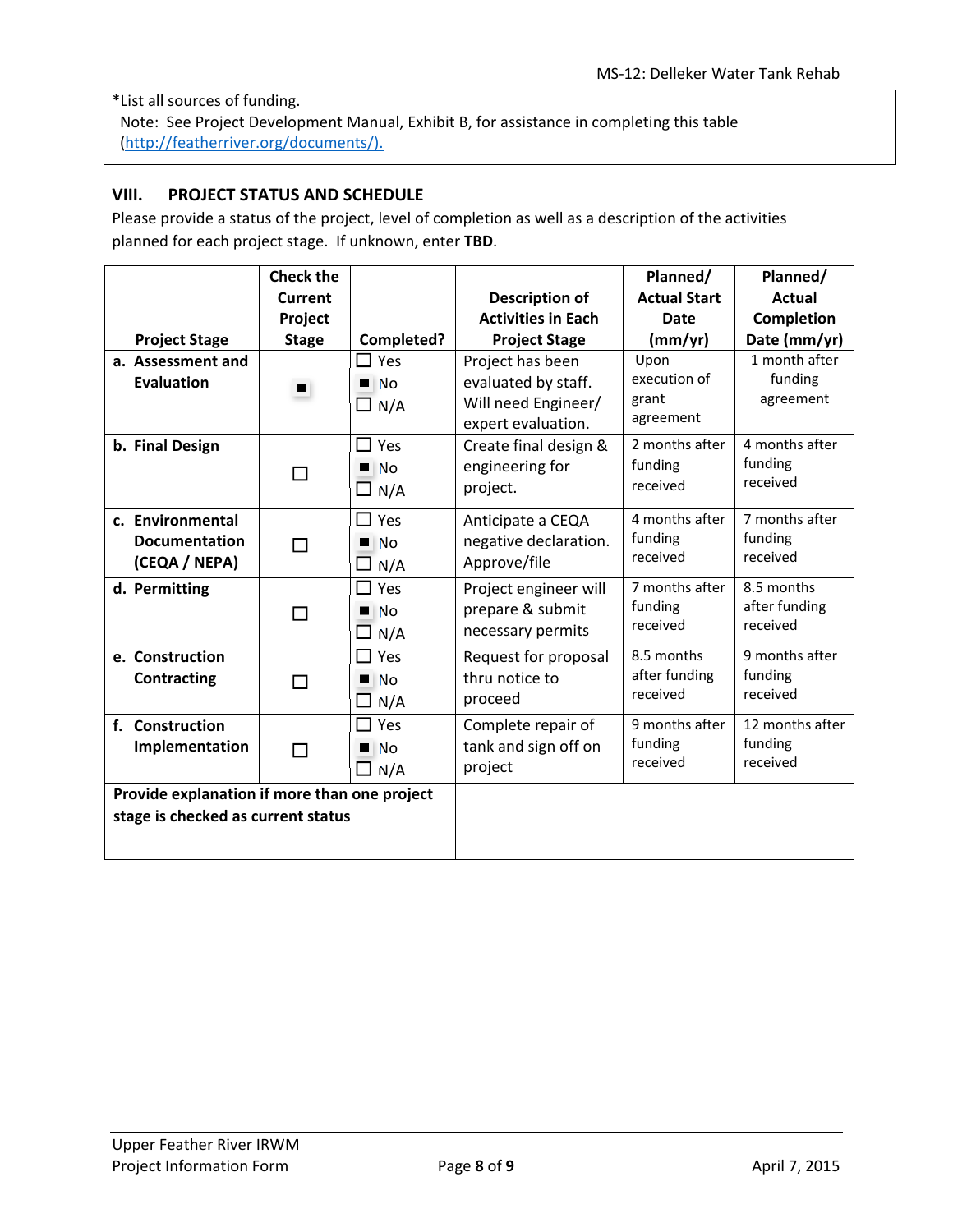*List all sources of funding.
Note: See Project Development Manual, Exhibit B, for assistance in completing this table (http://featherriver.org/documents/).

## VIII. PROJECT STATUS AND SCHEDULE

Please provide a status of the project, level of completion as well as a description of the activities planned for each project stage. If unknown, enter **TBD**.

| Project Stage | Check the Current Project Stage | Completed? | Description of Activities in Each Project Stage | Planned/ Actual Start Date (mm/yr) | Planned/ Actual Completion Date (mm/yr) |
|---|---|---|---|---|---|
| **a. Assessment and Evaluation** | ■ | ☐ Yes ■ No ☐ N/A | Project has been evaluated by staff. Will need Engineer/ expert evaluation. | Upon execution of grant agreement | 1 month after funding agreement |
| **b. Final Design** | ☐ | ☐ Yes ■ No ☐ N/A | Create final design & engineering for project. | 2 months after funding received | 4 months after funding received |
| **c. Environmental Documentation (CEQA / NEPA)** | ☐ | ☐ Yes ■ No ☐ N/A | Anticipate a CEQA negative declaration. Approve/file | 4 months after funding received | 7 months after funding received |
| **d. Permitting** | ☐ | ☐ Yes ■ No ☐ N/A | Project engineer will prepare & submit necessary permits | 7 months after funding received | 8.5 months after funding received |
| **e. Construction Contracting** | ☐ | ☐ Yes ■ No ☐ N/A | Request for proposal thru notice to proceed | 8.5 months after funding received | 9 months after funding received |
| **f. Construction Implementation** | ☐ | ☐ Yes ■ No ☐ N/A | Complete repair of tank and sign off on project | 9 months after funding received | 12 months after funding received |
| **Provide explanation if more than one project stage is checked as current status** | | | | | |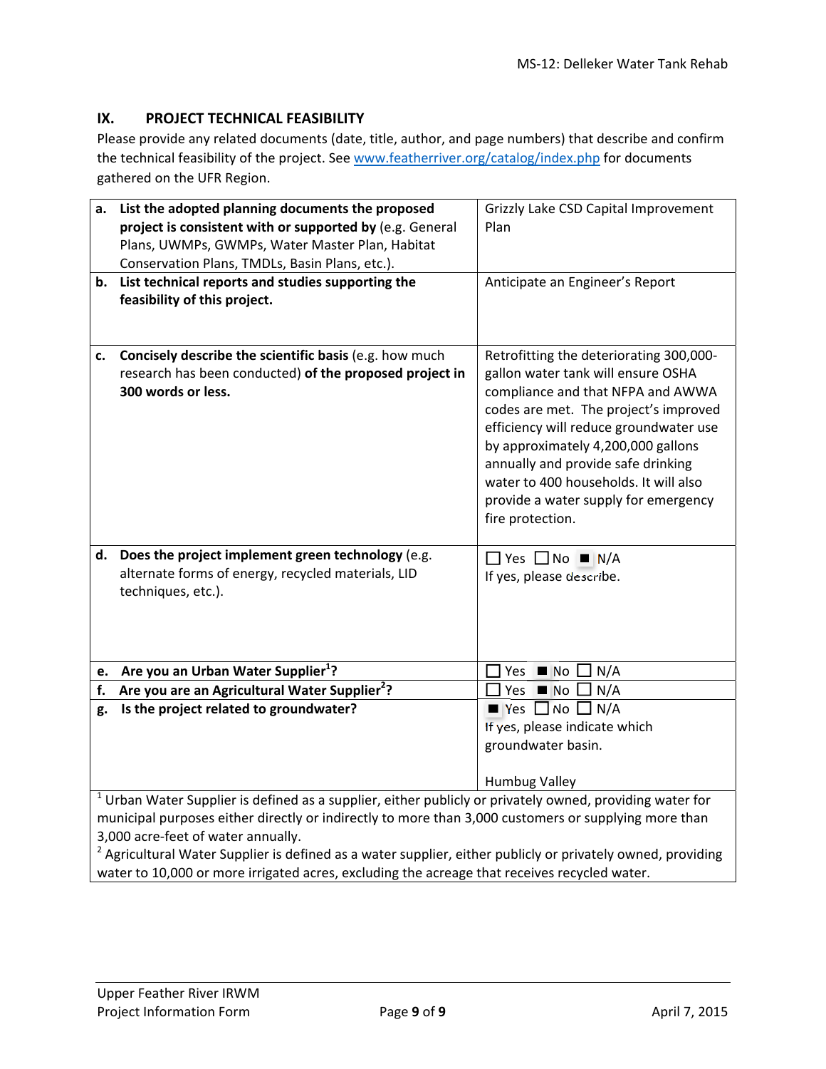## IX. PROJECT TECHNICAL FEASIBILITY

Please provide any related documents (date, title, author, and page numbers) that describe and confirm the technical feasibility of the project. See www.featherriver.org/catalog/index.php for documents gathered on the UFR Region.

| | |
|---|---|
| **a. List the adopted planning documents the proposed project is consistent with or supported by** (e.g. General Plans, UWMPs, GWMPs, Water Master Plan, Habitat Conservation Plans, TMDLs, Basin Plans, etc.). | Grizzly Lake CSD Capital Improvement Plan |
| **b. List technical reports and studies supporting the feasibility of this project.** | Anticipate an Engineer's Report |
| **c. Concisely describe the scientific basis** (e.g. how much research has been conducted) **of the proposed project in 300 words or less.** | Retrofitting the deteriorating 300,000-gallon water tank will ensure OSHA compliance and that NFPA and AWWA codes are met. The project's improved efficiency will reduce groundwater use by approximately 4,200,000 gallons annually and provide safe drinking water to 400 households. It will also provide a water supply for emergency fire protection. |
| **d. Does the project implement green technology** (e.g. alternate forms of energy, recycled materials, LID techniques, etc.). | ☐ Yes ☐ No ■ N/A<br>If yes, please describe. |
| **e. Are you an Urban Water Supplier[1]?** | ☐ Yes ■ No ☐ N/A |
| **f. Are you are an Agricultural Water Supplier[2]?** | ☐ Yes ■ No ☐ N/A |
| **g. Is the project related to groundwater?** | ■ Yes ☐ No ☐ N/A<br>If yes, please indicate which groundwater basin.<br><br>Humbug Valley |

[1] Urban Water Supplier is defined as a supplier, either publicly or privately owned, providing water for municipal purposes either directly or indirectly to more than 3,000 customers or supplying more than 3,000 acre-feet of water annually.

[2] Agricultural Water Supplier is defined as a water supplier, either publicly or privately owned, providing water to 10,000 or more irrigated acres, excluding the acreage that receives recycled water.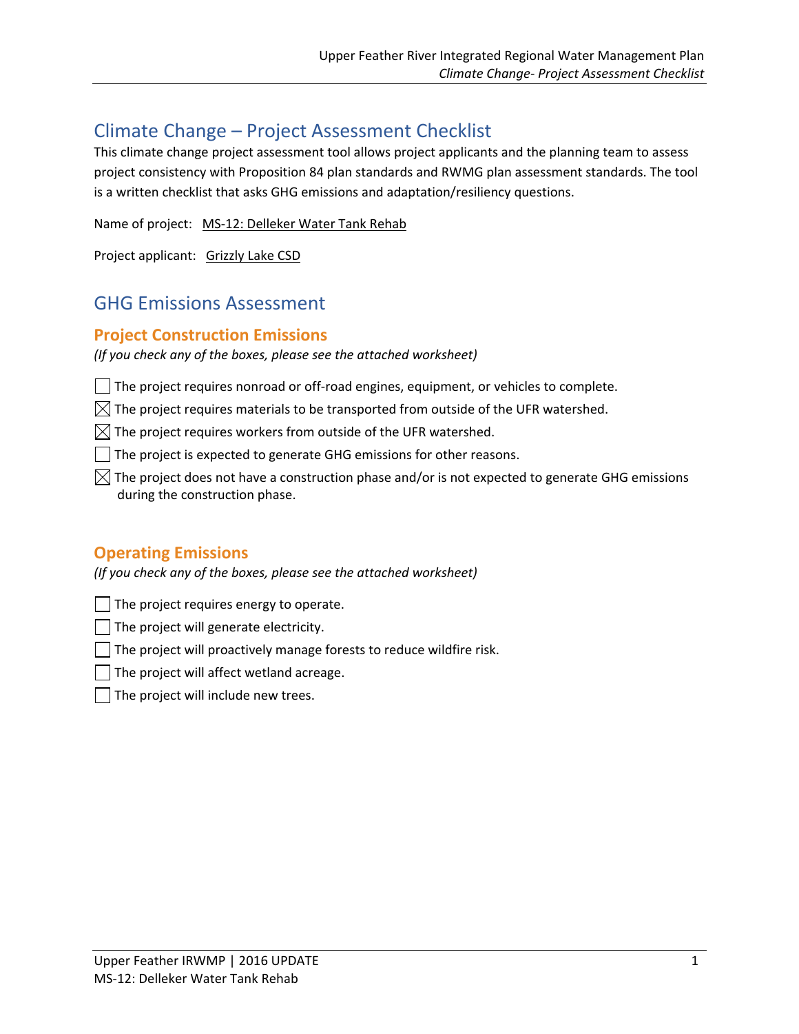# Climate Change – Project Assessment Checklist

This climate change project assessment tool allows project applicants and the planning team to assess project consistency with Proposition 84 plan standards and RWMG plan assessment standards. The tool is a written checklist that asks GHG emissions and adaptation/resiliency questions.

Name of project: MS-12: Delleker Water Tank Rehab

Project applicant: Grizzly Lake CSD

# GHG Emissions Assessment

## Project Construction Emissions

*(If you check any of the boxes, please see the attached worksheet)*

- ☐ The project requires nonroad or off-road engines, equipment, or vehicles to complete.
- ☒ The project requires materials to be transported from outside of the UFR watershed.
- ☒ The project requires workers from outside of the UFR watershed.
- ☐ The project is expected to generate GHG emissions for other reasons.
- ☒ The project does not have a construction phase and/or is not expected to generate GHG emissions during the construction phase.

## Operating Emissions

*(If you check any of the boxes, please see the attached worksheet)*

- ☐ The project requires energy to operate.
- ☐ The project will generate electricity.
- ☐ The project will proactively manage forests to reduce wildfire risk.
- ☐ The project will affect wetland acreage.
- ☐ The project will include new trees.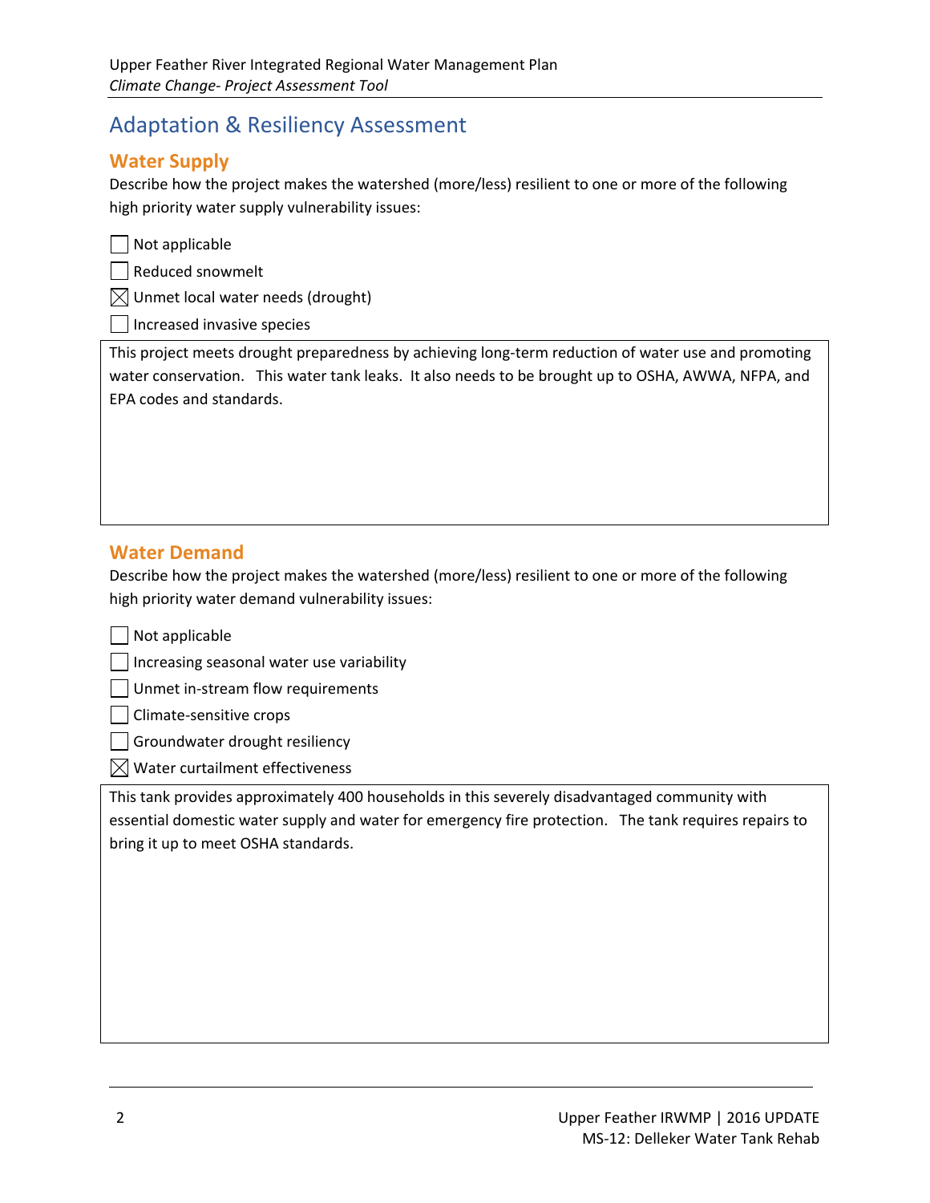# Adaptation & Resiliency Assessment

## Water Supply

Describe how the project makes the watershed (more/less) resilient to one or more of the following high priority water supply vulnerability issues:

- ☐ Not applicable
- ☐ Reduced snowmelt
- ☒ Unmet local water needs (drought)
- ☐ Increased invasive species

This project meets drought preparedness by achieving long-term reduction of water use and promoting water conservation. This water tank leaks. It also needs to be brought up to OSHA, AWWA, NFPA, and EPA codes and standards.

## Water Demand

Describe how the project makes the watershed (more/less) resilient to one or more of the following high priority water demand vulnerability issues:

- ☐ Not applicable
- ☐ Increasing seasonal water use variability
- ☐ Unmet in-stream flow requirements
- ☐ Climate-sensitive crops
- ☐ Groundwater drought resiliency
- ☒ Water curtailment effectiveness

This tank provides approximately 400 households in this severely disadvantaged community with essential domestic water supply and water for emergency fire protection. The tank requires repairs to bring it up to meet OSHA standards.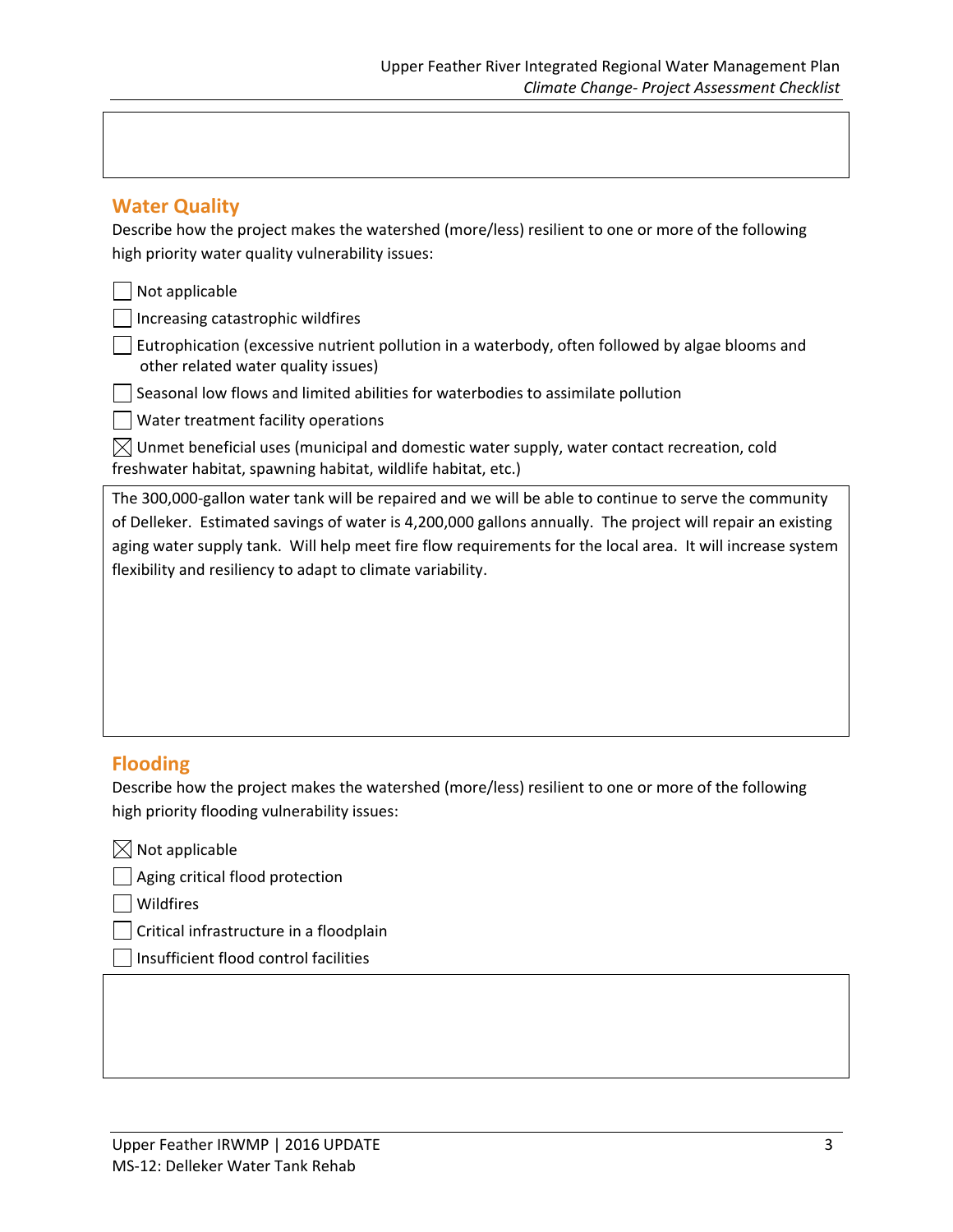## Water Quality

Describe how the project makes the watershed (more/less) resilient to one or more of the following high priority water quality vulnerability issues:

- ☐ Not applicable
- ☐ Increasing catastrophic wildfires
- ☐ Eutrophication (excessive nutrient pollution in a waterbody, often followed by algae blooms and other related water quality issues)
- ☐ Seasonal low flows and limited abilities for waterbodies to assimilate pollution
- ☐ Water treatment facility operations
- ☒ Unmet beneficial uses (municipal and domestic water supply, water contact recreation, cold freshwater habitat, spawning habitat, wildlife habitat, etc.)

The 300,000-gallon water tank will be repaired and we will be able to continue to serve the community of Delleker. Estimated savings of water is 4,200,000 gallons annually. The project will repair an existing aging water supply tank. Will help meet fire flow requirements for the local area. It will increase system flexibility and resiliency to adapt to climate variability.

## Flooding

Describe how the project makes the watershed (more/less) resilient to one or more of the following high priority flooding vulnerability issues:

- ☒ Not applicable
- ☐ Aging critical flood protection
- ☐ Wildfires
- ☐ Critical infrastructure in a floodplain
- ☐ Insufficient flood control facilities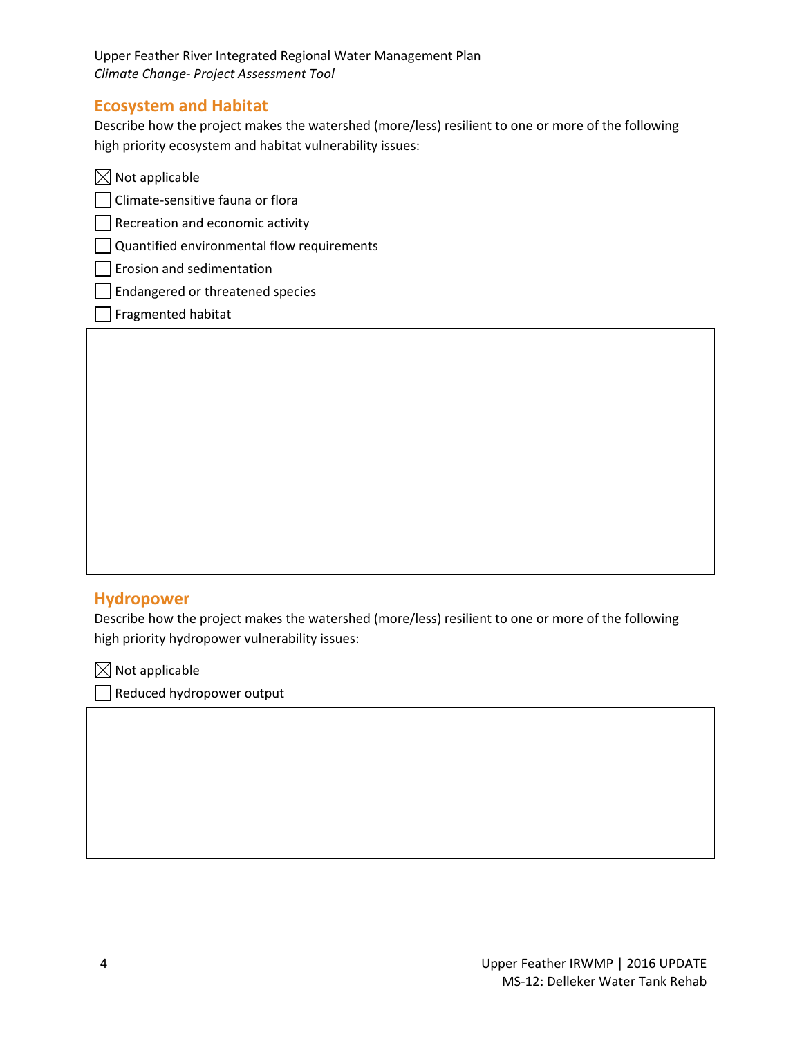## Ecosystem and Habitat

Describe how the project makes the watershed (more/less) resilient to one or more of the following high priority ecosystem and habitat vulnerability issues:

- ☒ Not applicable
- ☐ Climate-sensitive fauna or flora
- ☐ Recreation and economic activity
- ☐ Quantified environmental flow requirements
- ☐ Erosion and sedimentation
- ☐ Endangered or threatened species
- ☐ Fragmented habitat

## Hydropower

Describe how the project makes the watershed (more/less) resilient to one or more of the following high priority hydropower vulnerability issues:

- ☒ Not applicable
- ☐ Reduced hydropower output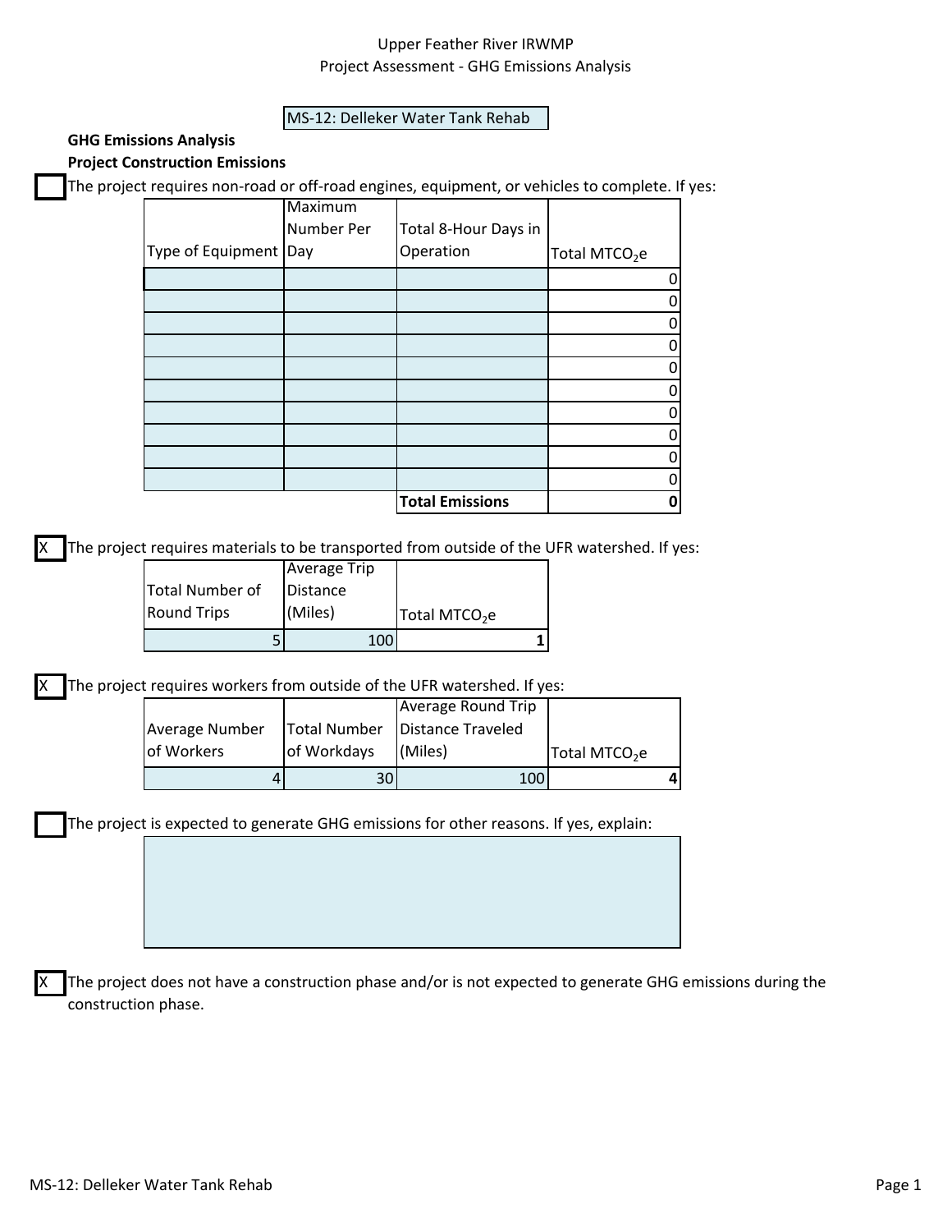Upper Feather River IRWMP
Project Assessment - GHG Emissions Analysis

MS-12: Delleker Water Tank Rehab

**GHG Emissions Analysis**

**Project Construction Emissions**

☐ The project requires non-road or off-road engines, equipment, or vehicles to complete. If yes:

| Type of Equipment | Maximum Number Per Day | Total 8-Hour Days in Operation | Total $MTCO_2e$ |
|---|---|---|---|
| | | | 0 |
| | | | 0 |
| | | | 0 |
| | | | 0 |
| | | | 0 |
| | | | 0 |
| | | | 0 |
| | | | 0 |
| | | | 0 |
| | | | 0 |
| | | **Total Emissions** | **0** |

X The project requires materials to be transported from outside of the UFR watershed. If yes:

| Total Number of Round Trips | Average Trip Distance (Miles) | Total $MTCO_2e$ |
|---|---|---|
| 5 | 100 | **1** |

X The project requires workers from outside of the UFR watershed. If yes:

| Average Number of Workers | Total Number of Workdays | Average Round Trip Distance Traveled (Miles) | Total $MTCO_2e$ |
|---|---|---|---|
| 4 | 30 | 100 | **4** |

☐ The project is expected to generate GHG emissions for other reasons. If yes, explain:

X The project does not have a construction phase and/or is not expected to generate GHG emissions during the construction phase.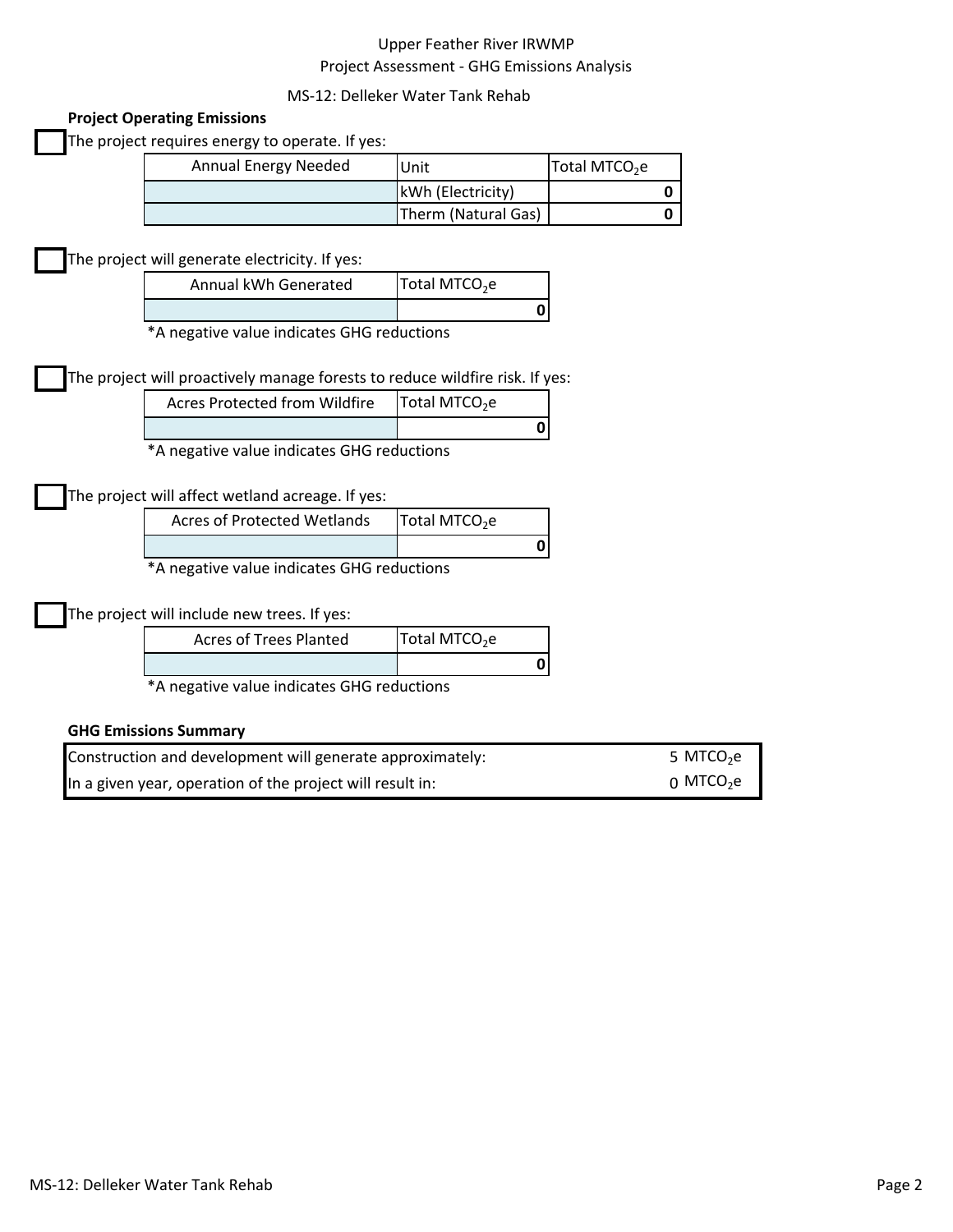Upper Feather River IRWMP
Project Assessment - GHG Emissions Analysis

MS-12: Delleker Water Tank Rehab

**Project Operating Emissions**

☐ The project requires energy to operate. If yes:

| Annual Energy Needed | Unit | Total $MTCO_2e$ |
| --- | --- | --- |
| | kWh (Electricity) | **0** |
| | Therm (Natural Gas) | **0** |

☐ The project will generate electricity. If yes:

| Annual kWh Generated | Total $MTCO_2e$ |
| --- | --- |
| | **0** |

*A negative value indicates GHG reductions

☐ The project will proactively manage forests to reduce wildfire risk. If yes:

| Acres Protected from Wildfire | Total $MTCO_2e$ |
| --- | --- |
| | **0** |

*A negative value indicates GHG reductions

☐ The project will affect wetland acreage. If yes:

| Acres of Protected Wetlands | Total $MTCO_2e$ |
| --- | --- |
| | **0** |

*A negative value indicates GHG reductions

☐ The project will include new trees. If yes:

| Acres of Trees Planted | Total $MTCO_2e$ |
| --- | --- |
| | **0** |

*A negative value indicates GHG reductions

**GHG Emissions Summary**

| | |
| --- | --- |
| Construction and development will generate approximately: | 5 $MTCO_2e$ |
| In a given year, operation of the project will result in: | 0 $MTCO_2e$ |